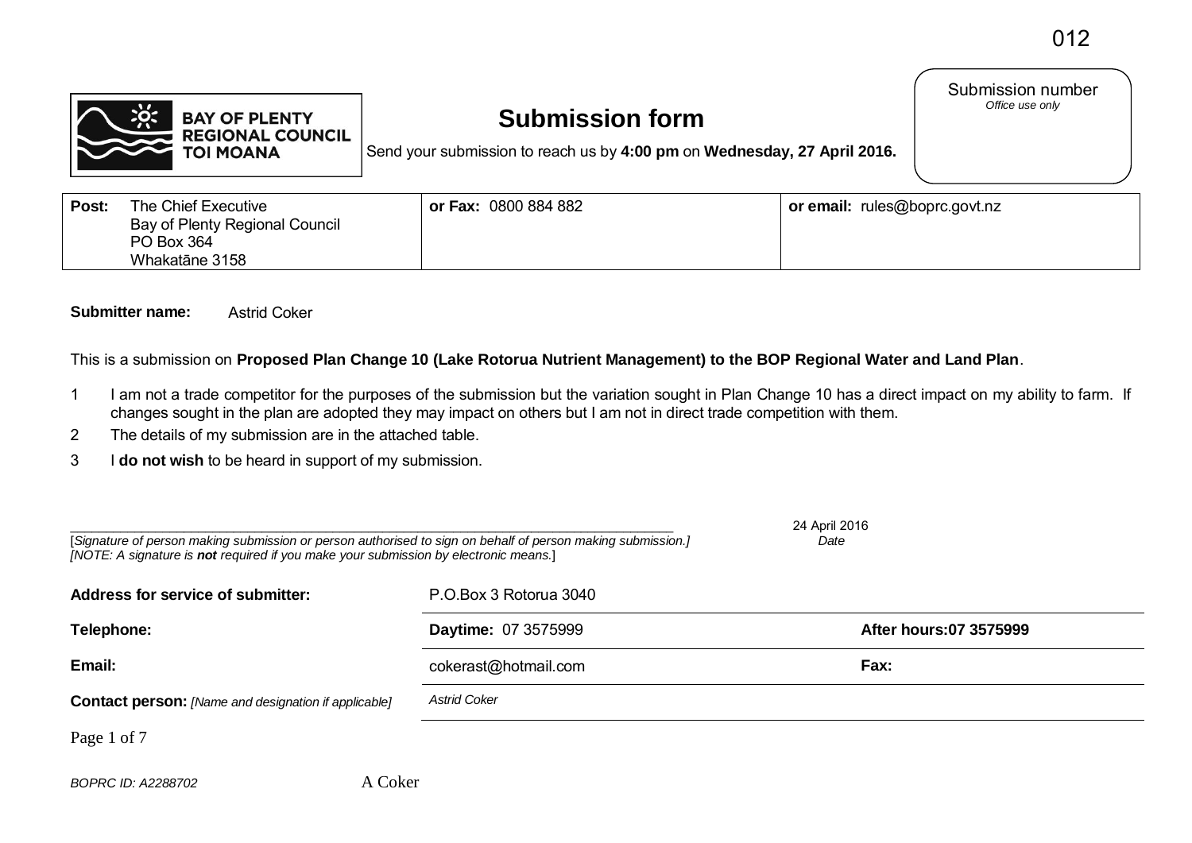012

BAY OF PLENTY REGIONAL COUNCIL TOI MOANA

# Submission form

Send your submission to reach us by **4:00 pm** on **Wednesday, 27 April 2016.**

Submission number
*Office use only*

| **Post:** The Chief Executive<br>Bay of Plenty Regional Council<br>PO Box 364<br>Whakatāne 3158 | **or Fax:** 0800 884 882 | **or email:** rules@boprc.govt.nz |
|---|---|---|

**Submitter name:** Astrid Coker

This is a submission on **Proposed Plan Change 10 (Lake Rotorua Nutrient Management) to the BOP Regional Water and Land Plan**.

1. I am not a trade competitor for the purposes of the submission but the variation sought in Plan Change 10 has a direct impact on my ability to farm. If changes sought in the plan are adopted they may impact on others but I am not in direct trade competition with them.
2. The details of my submission are in the attached table.
3. I **do not wish** to be heard in support of my submission.

______________________________________________ 24 April 2016

[*Signature of person making submission or person authorised to sign on behalf of person making submission.]* *Date*

*[NOTE: A signature is **not** required if you make your submission by electronic means.*]

| | | |
|---|---|---|
| **Address for service of submitter:** | P.O.Box 3 Rotorua 3040 | |
| **Telephone:** | **Daytime:** 07 3575999 | **After hours:** 07 3575999 |
| **Email:** | cokerast@hotmail.com | **Fax:** |
| **Contact person:** *[Name and designation if applicable]* | *Astrid Coker* | |

*BOPRC ID: A2288702* A Coker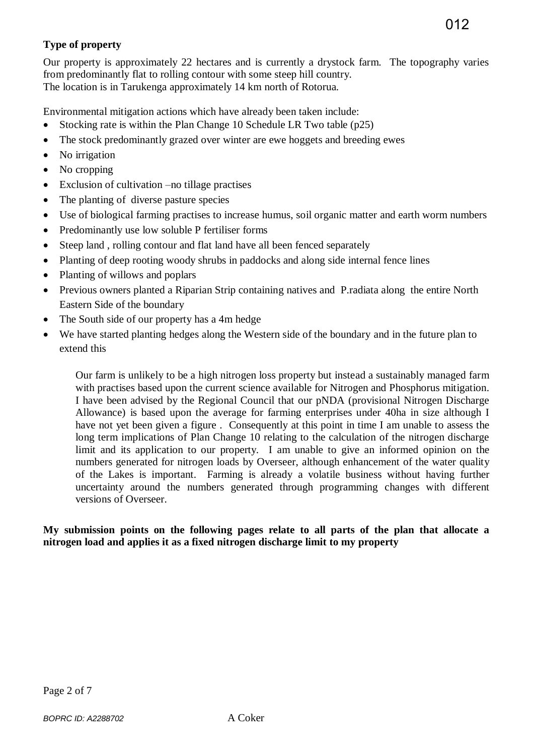**Type of property**

Our property is approximately 22 hectares and is currently a drystock farm. The topography varies from predominantly flat to rolling contour with some steep hill country.
The location is in Tarukenga approximately 14 km north of Rotorua.

Environmental mitigation actions which have already been taken include:

- Stocking rate is within the Plan Change 10 Schedule LR Two table (p25)
- The stock predominantly grazed over winter are ewe hoggets and breeding ewes
- No irrigation
- No cropping
- Exclusion of cultivation –no tillage practises
- The planting of diverse pasture species
- Use of biological farming practises to increase humus, soil organic matter and earth worm numbers
- Predominantly use low soluble P fertiliser forms
- Steep land , rolling contour and flat land have all been fenced separately
- Planting of deep rooting woody shrubs in paddocks and along side internal fence lines
- Planting of willows and poplars
- Previous owners planted a Riparian Strip containing natives and P.radiata along the entire North Eastern Side of the boundary
- The South side of our property has a 4m hedge
- We have started planting hedges along the Western side of the boundary and in the future plan to extend this

> Our farm is unlikely to be a high nitrogen loss property but instead a sustainably managed farm with practises based upon the current science available for Nitrogen and Phosphorus mitigation. I have been advised by the Regional Council that our pNDA (provisional Nitrogen Discharge Allowance) is based upon the average for farming enterprises under 40ha in size although I have not yet been given a figure . Consequently at this point in time I am unable to assess the long term implications of Plan Change 10 relating to the calculation of the nitrogen discharge limit and its application to our property. I am unable to give an informed opinion on the numbers generated for nitrogen loads by Overseer, although enhancement of the water quality of the Lakes is important. Farming is already a volatile business without having further uncertainty around the numbers generated through programming changes with different versions of Overseer.

**My submission points on the following pages relate to all parts of the plan that allocate a nitrogen load and applies it as a fixed nitrogen discharge limit to my property**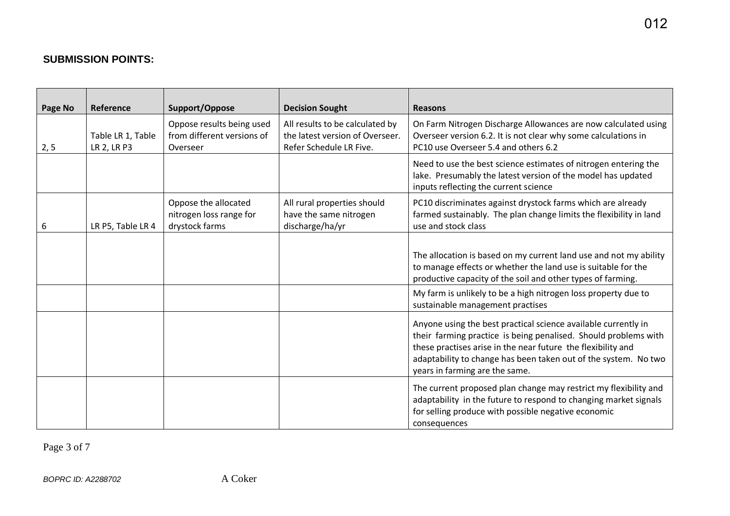**SUBMISSION POINTS:**

| Page No | Reference | Support/Oppose | Decision Sought | Reasons |
|---|---|---|---|---|
| 2, 5 | Table LR 1, Table LR 2, LR P3 | Oppose results being used from different versions of Overseer | All results to be calculated by the latest version of Overseer. Refer Schedule LR Five. | On Farm Nitrogen Discharge Allowances are now calculated using Overseer version 6.2. It is not clear why some calculations in PC10 use Overseer 5.4 and others 6.2 |
| | | | | Need to use the best science estimates of nitrogen entering the lake. Presumably the latest version of the model has updated inputs reflecting the current science |
| 6 | LR P5, Table LR 4 | Oppose the allocated nitrogen loss range for drystock farms | All rural properties should have the same nitrogen discharge/ha/yr | PC10 discriminates against drystock farms which are already farmed sustainably. The plan change limits the flexibility in land use and stock class |
| | | | | The allocation is based on my current land use and not my ability to manage effects or whether the land use is suitable for the productive capacity of the soil and other types of farming. |
| | | | | My farm is unlikely to be a high nitrogen loss property due to sustainable management practises |
| | | | | Anyone using the best practical science available currently in their farming practice is being penalised. Should problems with these practises arise in the near future the flexibility and adaptability to change has been taken out of the system. No two years in farming are the same. |
| | | | | The current proposed plan change may restrict my flexibility and adaptability in the future to respond to changing market signals for selling produce with possible negative economic consequences |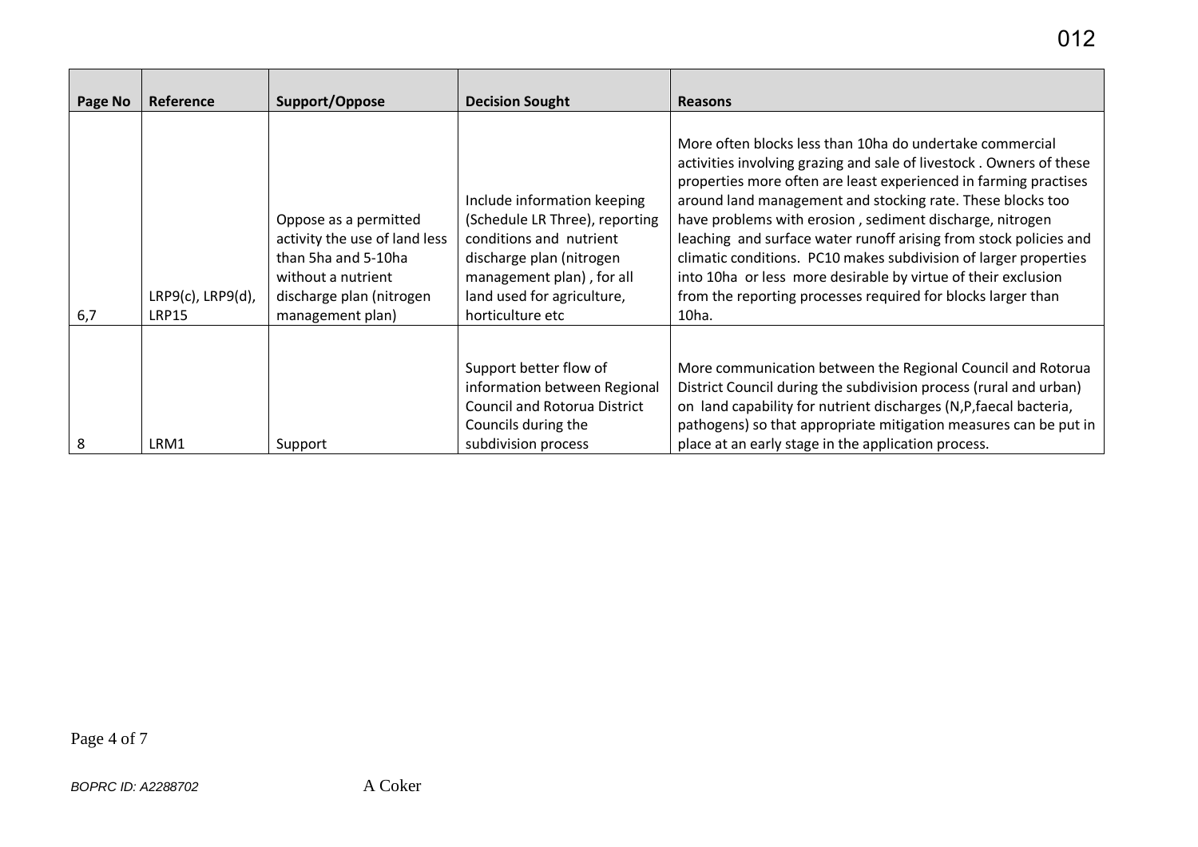| Page No | Reference | Support/Oppose | Decision Sought | Reasons |
|---|---|---|---|---|
| 6,7 | LRP9(c), LRP9(d), LRP15 | Oppose as a permitted activity the use of land less than 5ha and 5-10ha without a nutrient discharge plan (nitrogen management plan) | Include information keeping (Schedule LR Three), reporting conditions and nutrient discharge plan (nitrogen management plan) , for all land used for agriculture, horticulture etc | More often blocks less than 10ha do undertake commercial activities involving grazing and sale of livestock . Owners of these properties more often are least experienced in farming practises around land management and stocking rate. These blocks too have problems with erosion , sediment discharge, nitrogen leaching and surface water runoff arising from stock policies and climatic conditions. PC10 makes subdivision of larger properties into 10ha or less more desirable by virtue of their exclusion from the reporting processes required for blocks larger than 10ha. |
| 8 | LRM1 | Support | Support better flow of information between Regional Council and Rotorua District Councils during the subdivision process | More communication between the Regional Council and Rotorua District Council during the subdivision process (rural and urban) on land capability for nutrient discharges (N,P,faecal bacteria, pathogens) so that appropriate mitigation measures can be put in place at an early stage in the application process. |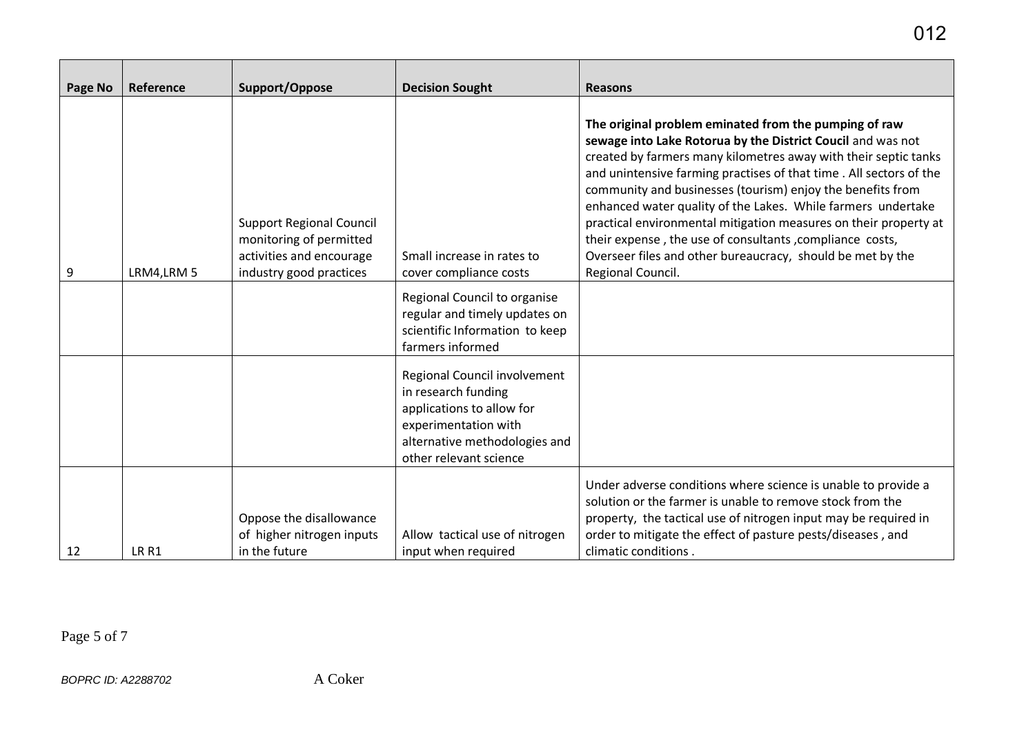| Page No | Reference | Support/Oppose | Decision Sought | Reasons |
|---|---|---|---|---|
| 9 | LRM4,LRM 5 | Support Regional Council monitoring of permitted activities and encourage industry good practices | Small increase in rates to cover compliance costs | **The original problem eminated from the pumping of raw sewage into Lake Rotorua by the District Coucil** and was not created by farmers many kilometres away with their septic tanks and unintensive farming practises of that time . All sectors of the community and businesses (tourism) enjoy the benefits from enhanced water quality of the Lakes. While farmers undertake practical environmental mitigation measures on their property at their expense , the use of consultants ,compliance costs, Overseer files and other bureaucracy, should be met by the Regional Council. |
| | | | Regional Council to organise regular and timely updates on scientific Information to keep farmers informed | |
| | | | Regional Council involvement in research funding applications to allow for experimentation with alternative methodologies and other relevant science | |
| 12 | LR R1 | Oppose the disallowance of higher nitrogen inputs in the future | Allow tactical use of nitrogen input when required | Under adverse conditions where science is unable to provide a solution or the farmer is unable to remove stock from the property, the tactical use of nitrogen input may be required in order to mitigate the effect of pasture pests/diseases , and climatic conditions . |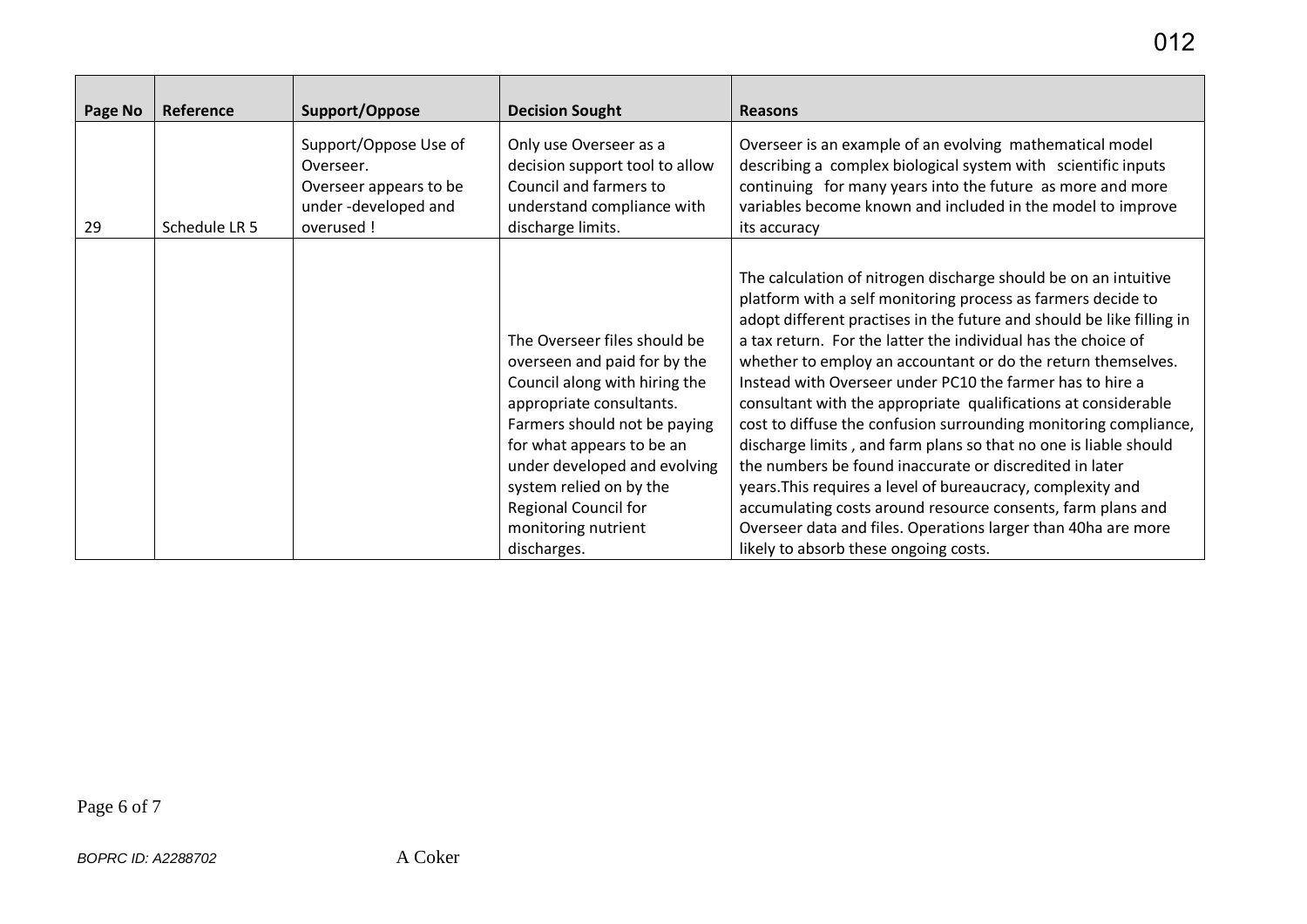| Page No | Reference | Support/Oppose | Decision Sought | Reasons |
| --- | --- | --- | --- | --- |
| 29 | Schedule LR 5 | Support/Oppose Use of Overseer. Overseer appears to be under -developed and overused ! | Only use Overseer as a decision support tool to allow Council and farmers to understand compliance with discharge limits. | Overseer is an example of an evolving mathematical model describing a complex biological system with scientific inputs continuing for many years into the future as more and more variables become known and included in the model to improve its accuracy |
| | | | The Overseer files should be overseen and paid for by the Council along with hiring the appropriate consultants. Farmers should not be paying for what appears to be an under developed and evolving system relied on by the Regional Council for monitoring nutrient discharges. | The calculation of nitrogen discharge should be on an intuitive platform with a self monitoring process as farmers decide to adopt different practises in the future and should be like filling in a tax return. For the latter the individual has the choice of whether to employ an accountant or do the return themselves. Instead with Overseer under PC10 the farmer has to hire a consultant with the appropriate qualifications at considerable cost to diffuse the confusion surrounding monitoring compliance, discharge limits , and farm plans so that no one is liable should the numbers be found inaccurate or discredited in later years.This requires a level of bureaucracy, complexity and accumulating costs around resource consents, farm plans and Overseer data and files. Operations larger than 40ha are more likely to absorb these ongoing costs. |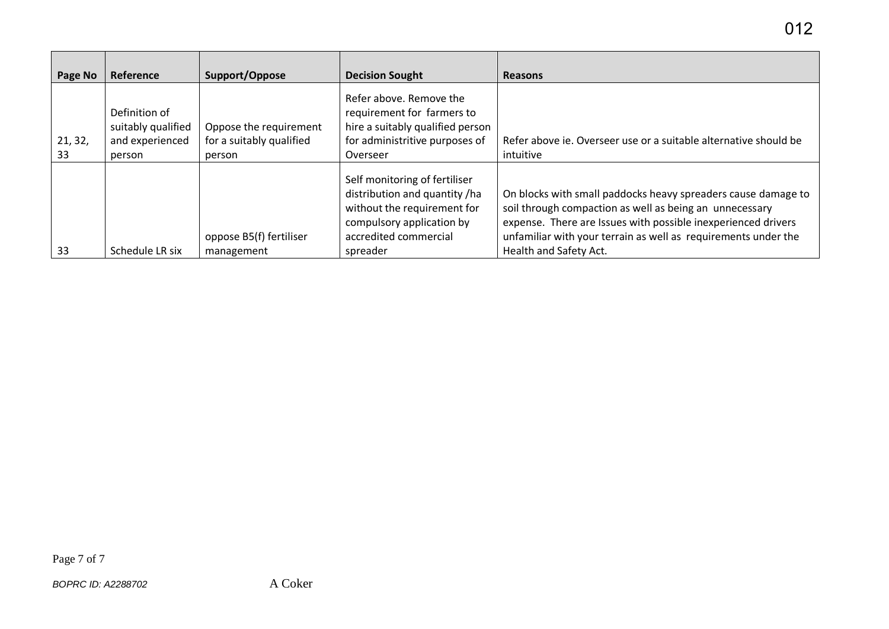| Page No | Reference | Support/Oppose | Decision Sought | Reasons |
|---|---|---|---|---|
| 21, 32, 33 | Definition of suitably qualified and experienced person | Oppose the requirement for a suitably qualified person | Refer above. Remove the requirement for farmers to hire a suitably qualified person for administritive purposes of Overseer | Refer above ie. Overseer use or a suitable alternative should be intuitive |
| 33 | Schedule LR six | oppose B5(f) fertiliser management | Self monitoring of fertiliser distribution and quantity /ha without the requirement for compulsory application by accredited commercial spreader | On blocks with small paddocks heavy spreaders cause damage to soil through compaction as well as being an unnecessary expense. There are Issues with possible inexperienced drivers unfamiliar with your terrain as well as requirements under the Health and Safety Act. |